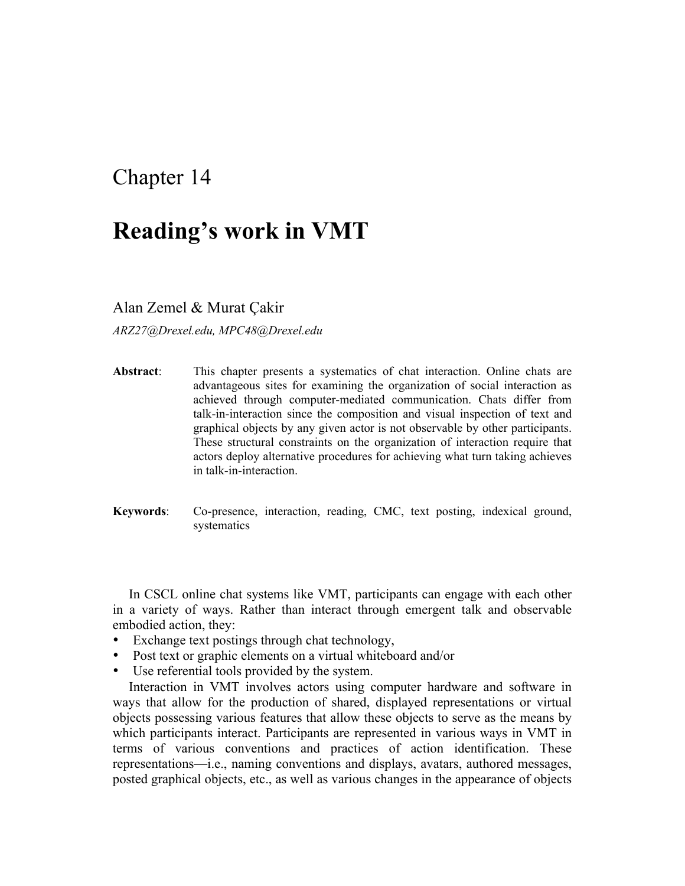# Chapter 14

# Reading's work in VMT

Alan Zemel & Murat Çakir

*ARZ27@Drexel.edu, MPC48@Drexel.edu*

**Abstract**: This chapter presents a systematics of chat interaction. Online chats are advantageous sites for examining the organization of social interaction as achieved through computer-mediated communication. Chats differ from talk-in-interaction since the composition and visual inspection of text and graphical objects by any given actor is not observable by other participants. These structural constraints on the organization of interaction require that actors deploy alternative procedures for achieving what turn taking achieves in talk-in-interaction.

**Keywords**: Co-presence, interaction, reading, CMC, text posting, indexical ground, systematics

In CSCL online chat systems like VMT, participants can engage with each other in a variety of ways. Rather than interact through emergent talk and observable embodied action, they:

- Exchange text postings through chat technology,
- Post text or graphic elements on a virtual whiteboard and/or
- Use referential tools provided by the system.

Interaction in VMT involves actors using computer hardware and software in ways that allow for the production of shared, displayed representations or virtual objects possessing various features that allow these objects to serve as the means by which participants interact. Participants are represented in various ways in VMT in terms of various conventions and practices of action identification. These representations—i.e., naming conventions and displays, avatars, authored messages, posted graphical objects, etc., as well as various changes in the appearance of objects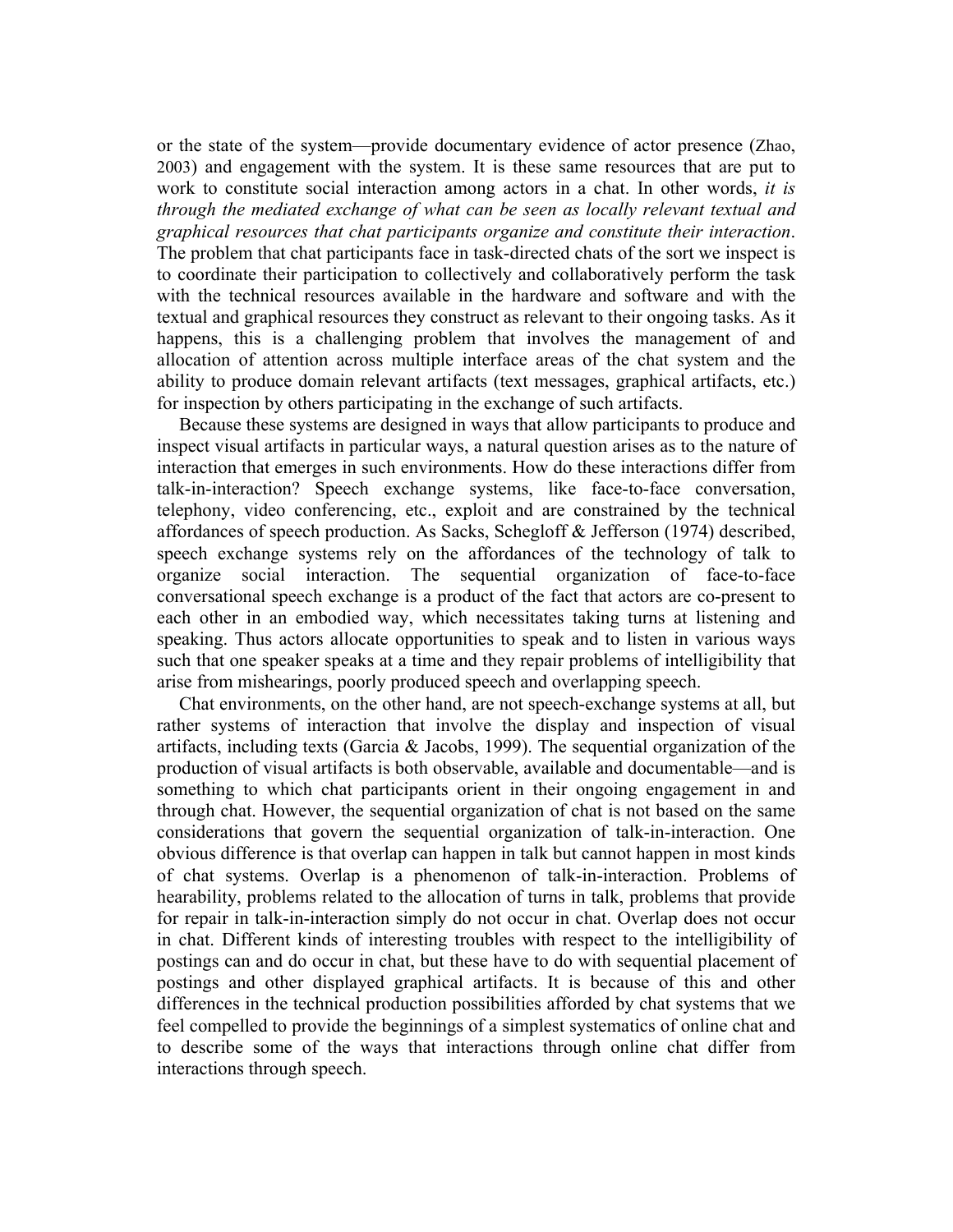or the state of the system—provide documentary evidence of actor presence (Zhao, 2003) and engagement with the system. It is these same resources that are put to work to constitute social interaction among actors in a chat. In other words, *it is through the mediated exchange of what can be seen as locally relevant textual and graphical resources that chat participants organize and constitute their interaction*. The problem that chat participants face in task-directed chats of the sort we inspect is to coordinate their participation to collectively and collaboratively perform the task with the technical resources available in the hardware and software and with the textual and graphical resources they construct as relevant to their ongoing tasks. As it happens, this is a challenging problem that involves the management of and allocation of attention across multiple interface areas of the chat system and the ability to produce domain relevant artifacts (text messages, graphical artifacts, etc.) for inspection by others participating in the exchange of such artifacts.

Because these systems are designed in ways that allow participants to produce and inspect visual artifacts in particular ways, a natural question arises as to the nature of interaction that emerges in such environments. How do these interactions differ from talk-in-interaction? Speech exchange systems, like face-to-face conversation, telephony, video conferencing, etc., exploit and are constrained by the technical affordances of speech production. As Sacks, Schegloff & Jefferson (1974) described, speech exchange systems rely on the affordances of the technology of talk to organize social interaction. The sequential organization of face-to-face conversational speech exchange is a product of the fact that actors are co-present to each other in an embodied way, which necessitates taking turns at listening and speaking. Thus actors allocate opportunities to speak and to listen in various ways such that one speaker speaks at a time and they repair problems of intelligibility that arise from mishearings, poorly produced speech and overlapping speech.

Chat environments, on the other hand, are not speech-exchange systems at all, but rather systems of interaction that involve the display and inspection of visual artifacts, including texts (Garcia & Jacobs, 1999). The sequential organization of the production of visual artifacts is both observable, available and documentable—and is something to which chat participants orient in their ongoing engagement in and through chat. However, the sequential organization of chat is not based on the same considerations that govern the sequential organization of talk-in-interaction. One obvious difference is that overlap can happen in talk but cannot happen in most kinds of chat systems. Overlap is a phenomenon of talk-in-interaction. Problems of hearability, problems related to the allocation of turns in talk, problems that provide for repair in talk-in-interaction simply do not occur in chat. Overlap does not occur in chat. Different kinds of interesting troubles with respect to the intelligibility of postings can and do occur in chat, but these have to do with sequential placement of postings and other displayed graphical artifacts. It is because of this and other differences in the technical production possibilities afforded by chat systems that we feel compelled to provide the beginnings of a simplest systematics of online chat and to describe some of the ways that interactions through online chat differ from interactions through speech.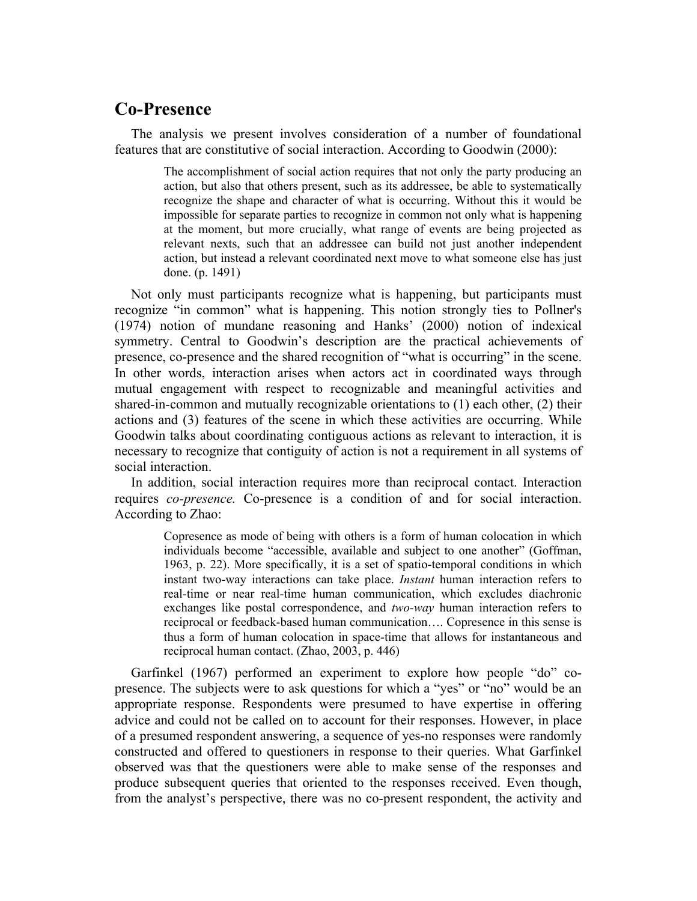## Co-Presence

The analysis we present involves consideration of a number of foundational features that are constitutive of social interaction. According to Goodwin (2000):

> The accomplishment of social action requires that not only the party producing an action, but also that others present, such as its addressee, be able to systematically recognize the shape and character of what is occurring. Without this it would be impossible for separate parties to recognize in common not only what is happening at the moment, but more crucially, what range of events are being projected as relevant nexts, such that an addressee can build not just another independent action, but instead a relevant coordinated next move to what someone else has just done. (p. 1491)

Not only must participants recognize what is happening, but participants must recognize "in common" what is happening. This notion strongly ties to Pollner's (1974) notion of mundane reasoning and Hanks' (2000) notion of indexical symmetry. Central to Goodwin's description are the practical achievements of presence, co-presence and the shared recognition of "what is occurring" in the scene. In other words, interaction arises when actors act in coordinated ways through mutual engagement with respect to recognizable and meaningful activities and shared-in-common and mutually recognizable orientations to (1) each other, (2) their actions and (3) features of the scene in which these activities are occurring. While Goodwin talks about coordinating contiguous actions as relevant to interaction, it is necessary to recognize that contiguity of action is not a requirement in all systems of social interaction.

In addition, social interaction requires more than reciprocal contact. Interaction requires *co-presence.* Co-presence is a condition of and for social interaction. According to Zhao:

> Copresence as mode of being with others is a form of human colocation in which individuals become "accessible, available and subject to one another" (Goffman, 1963, p. 22). More specifically, it is a set of spatio-temporal conditions in which instant two-way interactions can take place. *Instant* human interaction refers to real-time or near real-time human communication, which excludes diachronic exchanges like postal correspondence, and *two-way* human interaction refers to reciprocal or feedback-based human communication…. Copresence in this sense is thus a form of human colocation in space-time that allows for instantaneous and reciprocal human contact. (Zhao, 2003, p. 446)

Garfinkel (1967) performed an experiment to explore how people "do" co-presence. The subjects were to ask questions for which a "yes" or "no" would be an appropriate response. Respondents were presumed to have expertise in offering advice and could not be called on to account for their responses. However, in place of a presumed respondent answering, a sequence of yes-no responses were randomly constructed and offered to questioners in response to their queries. What Garfinkel observed was that the questioners were able to make sense of the responses and produce subsequent queries that oriented to the responses received. Even though, from the analyst's perspective, there was no co-present respondent, the activity and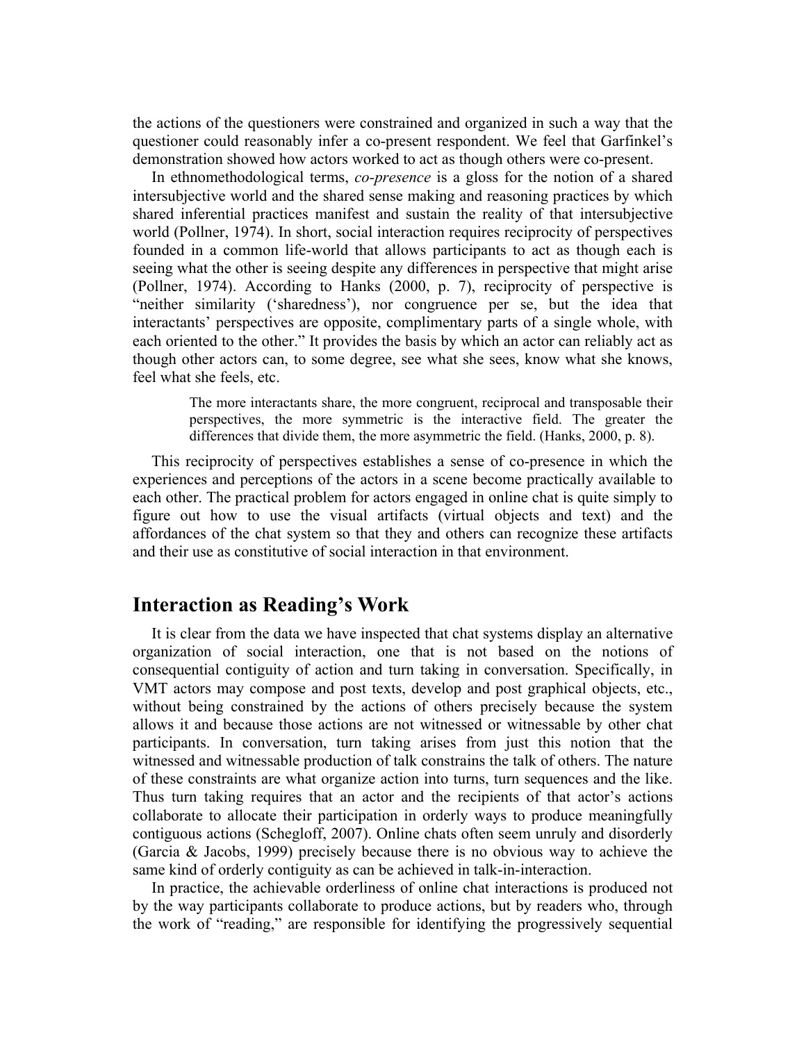the actions of the questioners were constrained and organized in such a way that the questioner could reasonably infer a co-present respondent. We feel that Garfinkel's demonstration showed how actors worked to act as though others were co-present.

In ethnomethodological terms, *co-presence* is a gloss for the notion of a shared intersubjective world and the shared sense making and reasoning practices by which shared inferential practices manifest and sustain the reality of that intersubjective world (Pollner, 1974). In short, social interaction requires reciprocity of perspectives founded in a common life-world that allows participants to act as though each is seeing what the other is seeing despite any differences in perspective that might arise (Pollner, 1974). According to Hanks (2000, p. 7), reciprocity of perspective is "neither similarity ('sharedness'), nor congruence per se, but the idea that interactants' perspectives are opposite, complimentary parts of a single whole, with each oriented to the other." It provides the basis by which an actor can reliably act as though other actors can, to some degree, see what she sees, know what she knows, feel what she feels, etc.

> The more interactants share, the more congruent, reciprocal and transposable their perspectives, the more symmetric is the interactive field. The greater the differences that divide them, the more asymmetric the field. (Hanks, 2000, p. 8).

This reciprocity of perspectives establishes a sense of co-presence in which the experiences and perceptions of the actors in a scene become practically available to each other. The practical problem for actors engaged in online chat is quite simply to figure out how to use the visual artifacts (virtual objects and text) and the affordances of the chat system so that they and others can recognize these artifacts and their use as constitutive of social interaction in that environment.

## Interaction as Reading's Work

It is clear from the data we have inspected that chat systems display an alternative organization of social interaction, one that is not based on the notions of consequential contiguity of action and turn taking in conversation. Specifically, in VMT actors may compose and post texts, develop and post graphical objects, etc., without being constrained by the actions of others precisely because the system allows it and because those actions are not witnessed or witnessable by other chat participants. In conversation, turn taking arises from just this notion that the witnessed and witnessable production of talk constrains the talk of others. The nature of these constraints are what organize action into turns, turn sequences and the like. Thus turn taking requires that an actor and the recipients of that actor's actions collaborate to allocate their participation in orderly ways to produce meaningfully contiguous actions (Schegloff, 2007). Online chats often seem unruly and disorderly (Garcia & Jacobs, 1999) precisely because there is no obvious way to achieve the same kind of orderly contiguity as can be achieved in talk-in-interaction.

In practice, the achievable orderliness of online chat interactions is produced not by the way participants collaborate to produce actions, but by readers who, through the work of "reading," are responsible for identifying the progressively sequential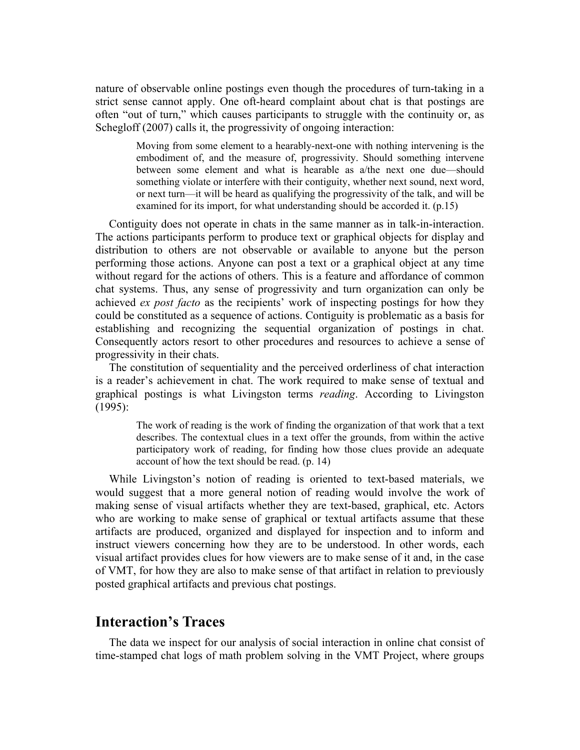nature of observable online postings even though the procedures of turn-taking in a strict sense cannot apply. One oft-heard complaint about chat is that postings are often "out of turn," which causes participants to struggle with the continuity or, as Schegloff (2007) calls it, the progressivity of ongoing interaction:

> Moving from some element to a hearably-next-one with nothing intervening is the embodiment of, and the measure of, progressivity. Should something intervene between some element and what is hearable as a/the next one due—should something violate or interfere with their contiguity, whether next sound, next word, or next turn—it will be heard as qualifying the progressivity of the talk, and will be examined for its import, for what understanding should be accorded it. (p.15)

Contiguity does not operate in chats in the same manner as in talk-in-interaction. The actions participants perform to produce text or graphical objects for display and distribution to others are not observable or available to anyone but the person performing those actions. Anyone can post a text or a graphical object at any time without regard for the actions of others. This is a feature and affordance of common chat systems. Thus, any sense of progressivity and turn organization can only be achieved *ex post facto* as the recipients' work of inspecting postings for how they could be constituted as a sequence of actions. Contiguity is problematic as a basis for establishing and recognizing the sequential organization of postings in chat. Consequently actors resort to other procedures and resources to achieve a sense of progressivity in their chats.

The constitution of sequentiality and the perceived orderliness of chat interaction is a reader's achievement in chat. The work required to make sense of textual and graphical postings is what Livingston terms *reading*. According to Livingston (1995):

> The work of reading is the work of finding the organization of that work that a text describes. The contextual clues in a text offer the grounds, from within the active participatory work of reading, for finding how those clues provide an adequate account of how the text should be read. (p. 14)

While Livingston's notion of reading is oriented to text-based materials, we would suggest that a more general notion of reading would involve the work of making sense of visual artifacts whether they are text-based, graphical, etc. Actors who are working to make sense of graphical or textual artifacts assume that these artifacts are produced, organized and displayed for inspection and to inform and instruct viewers concerning how they are to be understood. In other words, each visual artifact provides clues for how viewers are to make sense of it and, in the case of VMT, for how they are also to make sense of that artifact in relation to previously posted graphical artifacts and previous chat postings.

## Interaction's Traces

The data we inspect for our analysis of social interaction in online chat consist of time-stamped chat logs of math problem solving in the VMT Project, where groups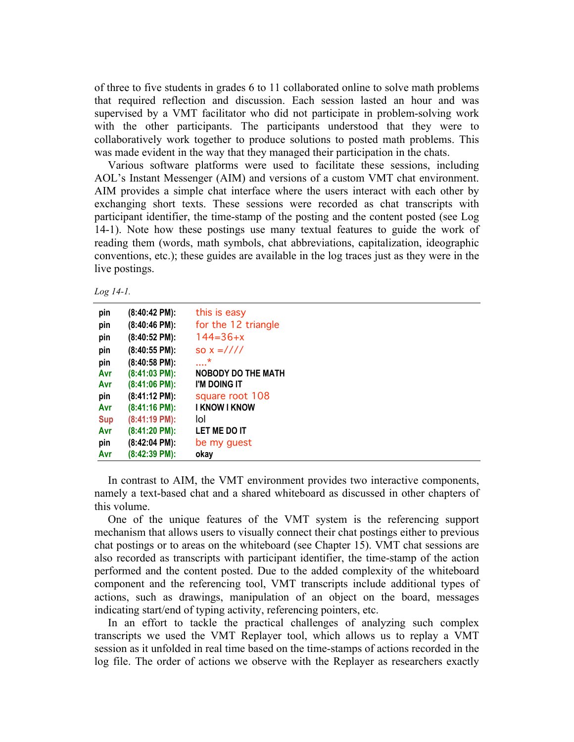of three to five students in grades 6 to 11 collaborated online to solve math problems that required reflection and discussion. Each session lasted an hour and was supervised by a VMT facilitator who did not participate in problem-solving work with the other participants. The participants understood that they were to collaboratively work together to produce solutions to posted math problems. This was made evident in the way that they managed their participation in the chats.

Various software platforms were used to facilitate these sessions, including AOL's Instant Messenger (AIM) and versions of a custom VMT chat environment. AIM provides a simple chat interface where the users interact with each other by exchanging short texts. These sessions were recorded as chat transcripts with participant identifier, the time-stamp of the posting and the content posted (see Log 14-1). Note how these postings use many textual features to guide the work of reading them (words, math symbols, chat abbreviations, capitalization, ideographic conventions, etc.); these guides are available in the log traces just as they were in the live postings.

*Log 14-1.*

| | | |
|---|---|---|
| pin | (8:40:42 PM): | this is easy |
| pin | (8:40:46 PM): | for the 12 triangle |
| pin | (8:40:52 PM): | 144=36+x |
| pin | (8:40:55 PM): | so x =//// |
| pin | (8:40:58 PM): | ....* |
| Avr | (8:41:03 PM): | NOBODY DO THE MATH |
| Avr | (8:41:06 PM): | I'M DOING IT |
| pin | (8:41:12 PM): | square root 108 |
| Avr | (8:41:16 PM): | I KNOW I KNOW |
| Sup | (8:41:19 PM): | lol |
| Avr | (8:41:20 PM): | LET ME DO IT |
| pin | (8:42:04 PM): | be my guest |
| Avr | (8:42:39 PM): | okay |

In contrast to AIM, the VMT environment provides two interactive components, namely a text-based chat and a shared whiteboard as discussed in other chapters of this volume.

One of the unique features of the VMT system is the referencing support mechanism that allows users to visually connect their chat postings either to previous chat postings or to areas on the whiteboard (see Chapter 15). VMT chat sessions are also recorded as transcripts with participant identifier, the time-stamp of the action performed and the content posted. Due to the added complexity of the whiteboard component and the referencing tool, VMT transcripts include additional types of actions, such as drawings, manipulation of an object on the board, messages indicating start/end of typing activity, referencing pointers, etc.

In an effort to tackle the practical challenges of analyzing such complex transcripts we used the VMT Replayer tool, which allows us to replay a VMT session as it unfolded in real time based on the time-stamps of actions recorded in the log file. The order of actions we observe with the Replayer as researchers exactly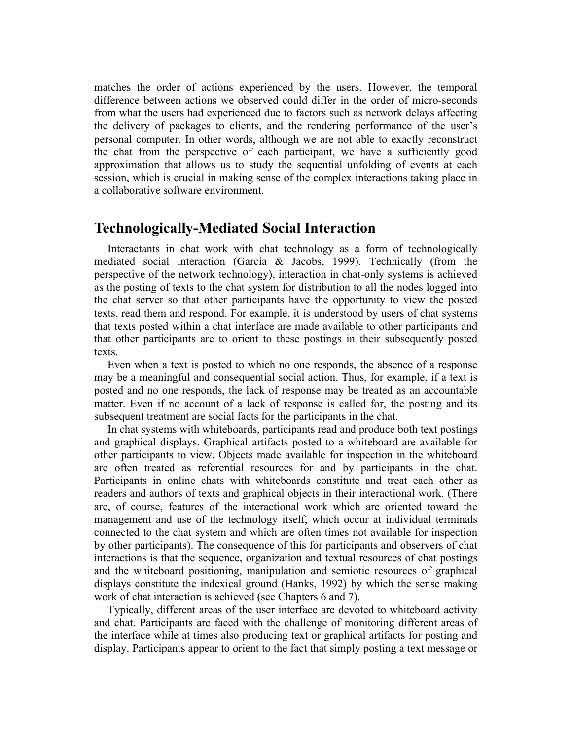matches the order of actions experienced by the users. However, the temporal difference between actions we observed could differ in the order of micro-seconds from what the users had experienced due to factors such as network delays affecting the delivery of packages to clients, and the rendering performance of the user's personal computer. In other words, although we are not able to exactly reconstruct the chat from the perspective of each participant, we have a sufficiently good approximation that allows us to study the sequential unfolding of events at each session, which is crucial in making sense of the complex interactions taking place in a collaborative software environment.

## Technologically-Mediated Social Interaction

Interactants in chat work with chat technology as a form of technologically mediated social interaction (Garcia & Jacobs, 1999). Technically (from the perspective of the network technology), interaction in chat-only systems is achieved as the posting of texts to the chat system for distribution to all the nodes logged into the chat server so that other participants have the opportunity to view the posted texts, read them and respond. For example, it is understood by users of chat systems that texts posted within a chat interface are made available to other participants and that other participants are to orient to these postings in their subsequently posted texts.

Even when a text is posted to which no one responds, the absence of a response may be a meaningful and consequential social action. Thus, for example, if a text is posted and no one responds, the lack of response may be treated as an accountable matter. Even if no account of a lack of response is called for, the posting and its subsequent treatment are social facts for the participants in the chat.

In chat systems with whiteboards, participants read and produce both text postings and graphical displays. Graphical artifacts posted to a whiteboard are available for other participants to view. Objects made available for inspection in the whiteboard are often treated as referential resources for and by participants in the chat. Participants in online chats with whiteboards constitute and treat each other as readers and authors of texts and graphical objects in their interactional work. (There are, of course, features of the interactional work which are oriented toward the management and use of the technology itself, which occur at individual terminals connected to the chat system and which are often times not available for inspection by other participants). The consequence of this for participants and observers of chat interactions is that the sequence, organization and textual resources of chat postings and the whiteboard positioning, manipulation and semiotic resources of graphical displays constitute the indexical ground (Hanks, 1992) by which the sense making work of chat interaction is achieved (see Chapters 6 and 7).

Typically, different areas of the user interface are devoted to whiteboard activity and chat. Participants are faced with the challenge of monitoring different areas of the interface while at times also producing text or graphical artifacts for posting and display. Participants appear to orient to the fact that simply posting a text message or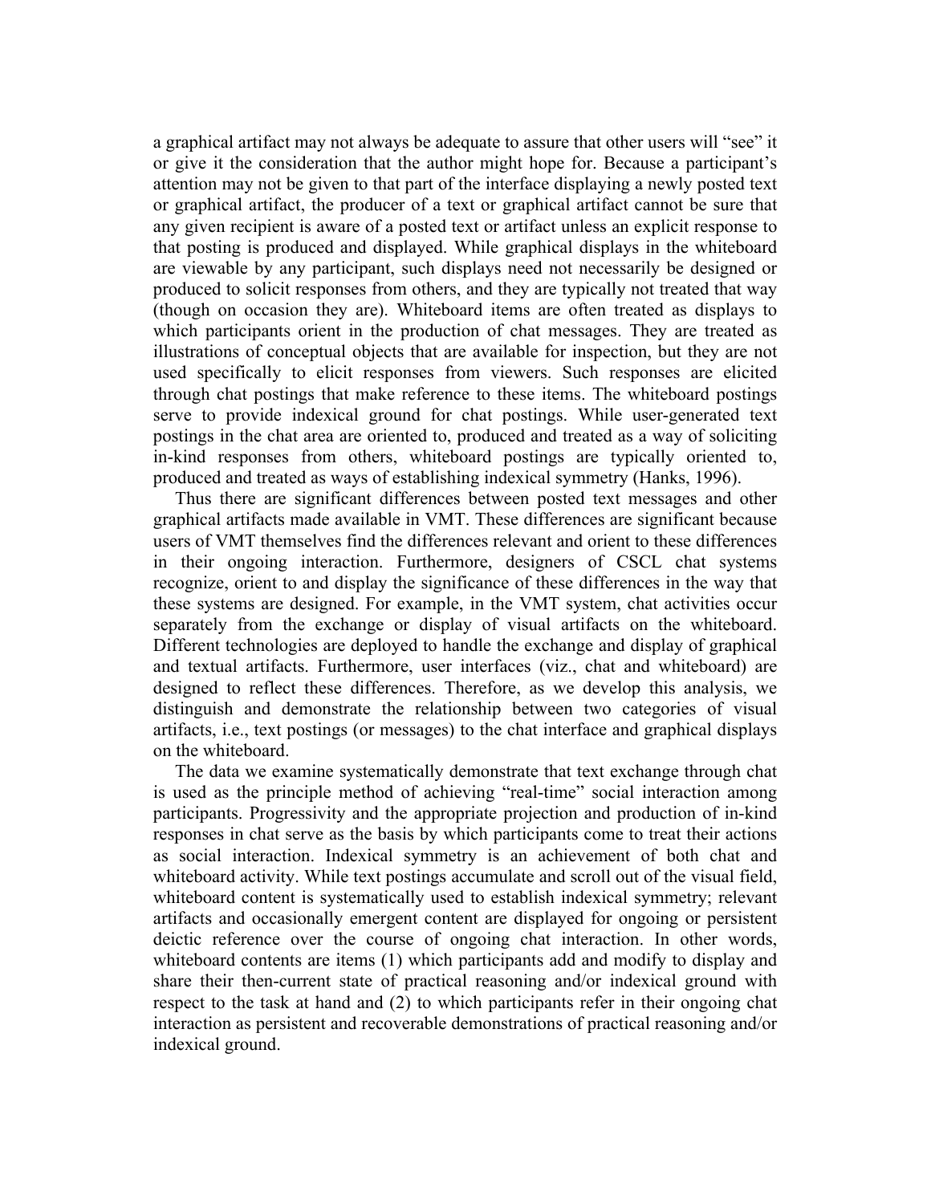a graphical artifact may not always be adequate to assure that other users will "see" it or give it the consideration that the author might hope for. Because a participant's attention may not be given to that part of the interface displaying a newly posted text or graphical artifact, the producer of a text or graphical artifact cannot be sure that any given recipient is aware of a posted text or artifact unless an explicit response to that posting is produced and displayed. While graphical displays in the whiteboard are viewable by any participant, such displays need not necessarily be designed or produced to solicit responses from others, and they are typically not treated that way (though on occasion they are). Whiteboard items are often treated as displays to which participants orient in the production of chat messages. They are treated as illustrations of conceptual objects that are available for inspection, but they are not used specifically to elicit responses from viewers. Such responses are elicited through chat postings that make reference to these items. The whiteboard postings serve to provide indexical ground for chat postings. While user-generated text postings in the chat area are oriented to, produced and treated as a way of soliciting in-kind responses from others, whiteboard postings are typically oriented to, produced and treated as ways of establishing indexical symmetry (Hanks, 1996).

Thus there are significant differences between posted text messages and other graphical artifacts made available in VMT. These differences are significant because users of VMT themselves find the differences relevant and orient to these differences in their ongoing interaction. Furthermore, designers of CSCL chat systems recognize, orient to and display the significance of these differences in the way that these systems are designed. For example, in the VMT system, chat activities occur separately from the exchange or display of visual artifacts on the whiteboard. Different technologies are deployed to handle the exchange and display of graphical and textual artifacts. Furthermore, user interfaces (viz., chat and whiteboard) are designed to reflect these differences. Therefore, as we develop this analysis, we distinguish and demonstrate the relationship between two categories of visual artifacts, i.e., text postings (or messages) to the chat interface and graphical displays on the whiteboard.

The data we examine systematically demonstrate that text exchange through chat is used as the principle method of achieving "real-time" social interaction among participants. Progressivity and the appropriate projection and production of in-kind responses in chat serve as the basis by which participants come to treat their actions as social interaction. Indexical symmetry is an achievement of both chat and whiteboard activity. While text postings accumulate and scroll out of the visual field, whiteboard content is systematically used to establish indexical symmetry; relevant artifacts and occasionally emergent content are displayed for ongoing or persistent deictic reference over the course of ongoing chat interaction. In other words, whiteboard contents are items (1) which participants add and modify to display and share their then-current state of practical reasoning and/or indexical ground with respect to the task at hand and (2) to which participants refer in their ongoing chat interaction as persistent and recoverable demonstrations of practical reasoning and/or indexical ground.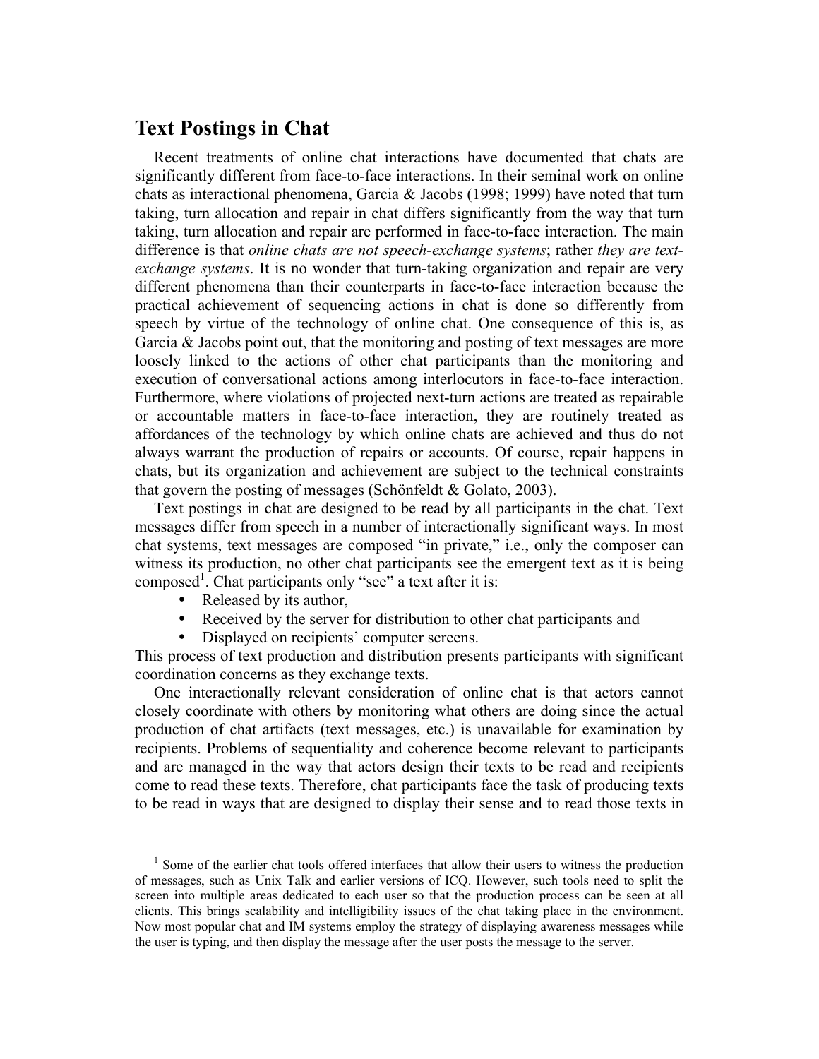## Text Postings in Chat

Recent treatments of online chat interactions have documented that chats are significantly different from face-to-face interactions. In their seminal work on online chats as interactional phenomena, Garcia & Jacobs (1998; 1999) have noted that turn taking, turn allocation and repair in chat differs significantly from the way that turn taking, turn allocation and repair are performed in face-to-face interaction. The main difference is that *online chats are not speech-exchange systems*; rather *they are text-exchange systems*. It is no wonder that turn-taking organization and repair are very different phenomena than their counterparts in face-to-face interaction because the practical achievement of sequencing actions in chat is done so differently from speech by virtue of the technology of online chat. One consequence of this is, as Garcia & Jacobs point out, that the monitoring and posting of text messages are more loosely linked to the actions of other chat participants than the monitoring and execution of conversational actions among interlocutors in face-to-face interaction. Furthermore, where violations of projected next-turn actions are treated as repairable or accountable matters in face-to-face interaction, they are routinely treated as affordances of the technology by which online chats are achieved and thus do not always warrant the production of repairs or accounts. Of course, repair happens in chats, but its organization and achievement are subject to the technical constraints that govern the posting of messages (Schönfeldt & Golato, 2003).

Text postings in chat are designed to be read by all participants in the chat. Text messages differ from speech in a number of interactionally significant ways. In most chat systems, text messages are composed "in private," i.e., only the composer can witness its production, no other chat participants see the emergent text as it is being composed[1]. Chat participants only "see" a text after it is:

- Released by its author,
- Received by the server for distribution to other chat participants and
- Displayed on recipients' computer screens.

This process of text production and distribution presents participants with significant coordination concerns as they exchange texts.

One interactionally relevant consideration of online chat is that actors cannot closely coordinate with others by monitoring what others are doing since the actual production of chat artifacts (text messages, etc.) is unavailable for examination by recipients. Problems of sequentiality and coherence become relevant to participants and are managed in the way that actors design their texts to be read and recipients come to read these texts. Therefore, chat participants face the task of producing texts to be read in ways that are designed to display their sense and to read those texts in

[1] Some of the earlier chat tools offered interfaces that allow their users to witness the production of messages, such as Unix Talk and earlier versions of ICQ. However, such tools need to split the screen into multiple areas dedicated to each user so that the production process can be seen at all clients. This brings scalability and intelligibility issues of the chat taking place in the environment. Now most popular chat and IM systems employ the strategy of displaying awareness messages while the user is typing, and then display the message after the user posts the message to the server.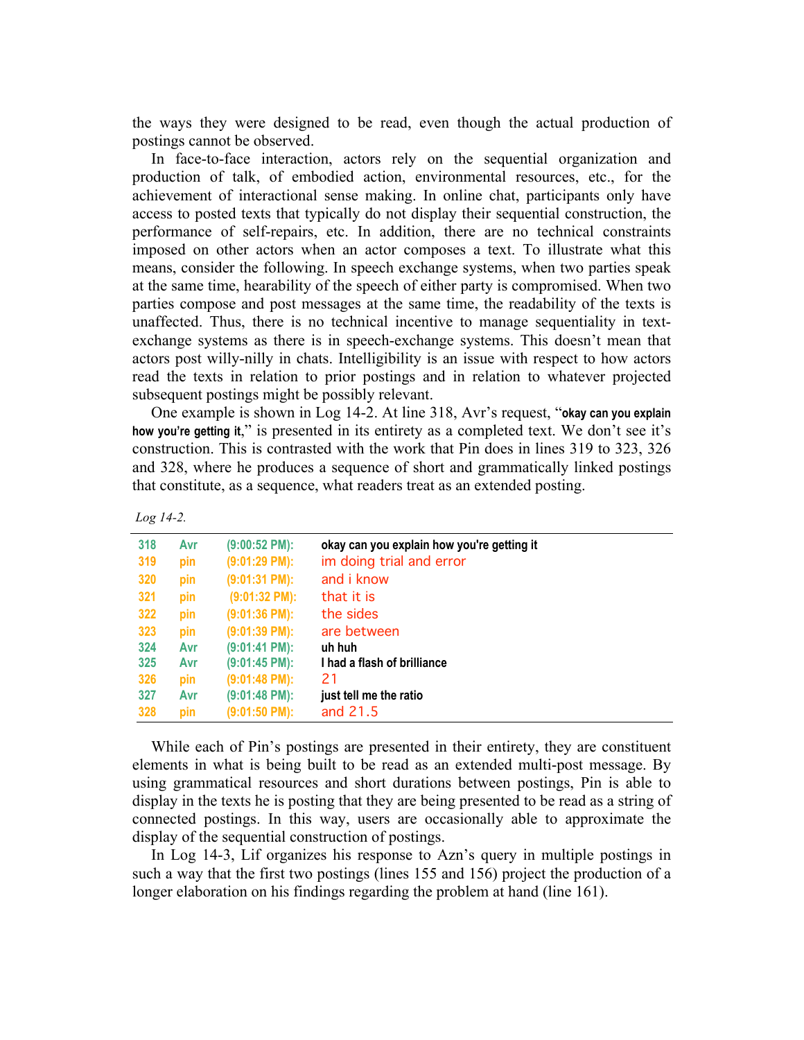the ways they were designed to be read, even though the actual production of postings cannot be observed.

In face-to-face interaction, actors rely on the sequential organization and production of talk, of embodied action, environmental resources, etc., for the achievement of interactional sense making. In online chat, participants only have access to posted texts that typically do not display their sequential construction, the performance of self-repairs, etc. In addition, there are no technical constraints imposed on other actors when an actor composes a text. To illustrate what this means, consider the following. In speech exchange systems, when two parties speak at the same time, hearability of the speech of either party is compromised. When two parties compose and post messages at the same time, the readability of the texts is unaffected. Thus, there is no technical incentive to manage sequentiality in text-exchange systems as there is in speech-exchange systems. This doesn't mean that actors post willy-nilly in chats. Intelligibility is an issue with respect to how actors read the texts in relation to prior postings and in relation to whatever projected subsequent postings might be possibly relevant.

One example is shown in Log 14-2. At line 318, Avr's request, "**okay can you explain how you're getting it,**" is presented in its entirety as a completed text. We don't see it's construction. This is contrasted with the work that Pin does in lines 319 to 323, 326 and 328, where he produces a sequence of short and grammatically linked postings that constitute, as a sequence, what readers treat as an extended posting.

*Log 14-2.*

| | | | |
|---|---|---|---|
| 318 | Avr | (9:00:52 PM): | okay can you explain how you're getting it |
| 319 | pin | (9:01:29 PM): | im doing trial and error |
| 320 | pin | (9:01:31 PM): | and i know |
| 321 | pin | (9:01:32 PM): | that it is |
| 322 | pin | (9:01:36 PM): | the sides |
| 323 | pin | (9:01:39 PM): | are between |
| 324 | Avr | (9:01:41 PM): | uh huh |
| 325 | Avr | (9:01:45 PM): | I had a flash of brilliance |
| 326 | pin | (9:01:48 PM): | 21 |
| 327 | Avr | (9:01:48 PM): | just tell me the ratio |
| 328 | pin | (9:01:50 PM): | and 21.5 |

While each of Pin's postings are presented in their entirety, they are constituent elements in what is being built to be read as an extended multi-post message. By using grammatical resources and short durations between postings, Pin is able to display in the texts he is posting that they are being presented to be read as a string of connected postings. In this way, users are occasionally able to approximate the display of the sequential construction of postings.

In Log 14-3, Lif organizes his response to Azn's query in multiple postings in such a way that the first two postings (lines 155 and 156) project the production of a longer elaboration on his findings regarding the problem at hand (line 161).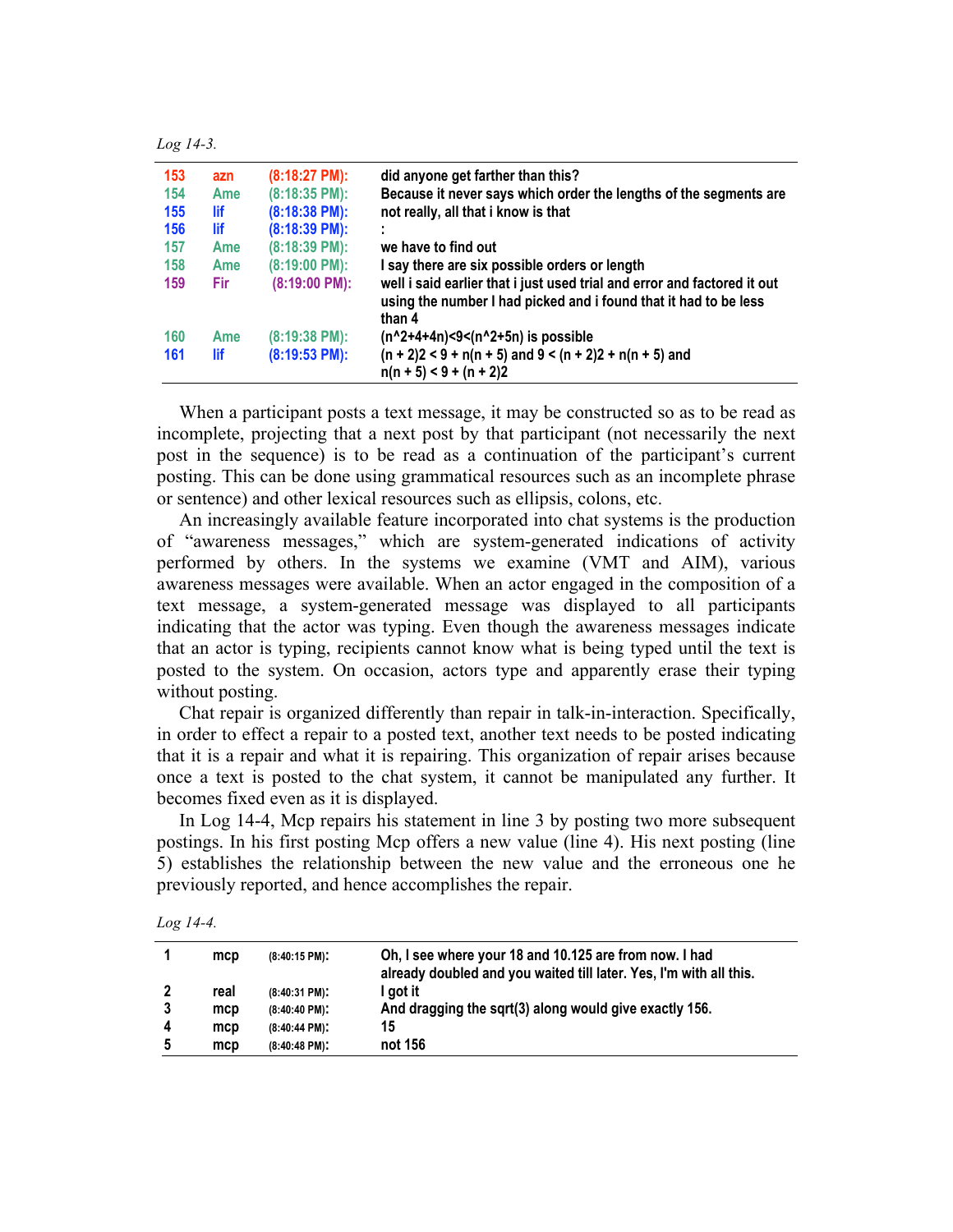*Log 14-3.*

| | | | |
|---|---|---|---|
| 153 | azn | (8:18:27 PM): | did anyone get farther than this? |
| 154 | Ame | (8:18:35 PM): | Because it never says which order the lengths of the segments are |
| 155 | lif | (8:18:38 PM): | not really, all that i know is that |
| 156 | lif | (8:18:39 PM): | : |
| 157 | Ame | (8:18:39 PM): | we have to find out |
| 158 | Ame | (8:19:00 PM): | I say there are six possible orders or length |
| 159 | Fir | (8:19:00 PM): | well i said earlier that i just used trial and error and factored it out using the number I had picked and i found that it had to be less than 4 |
| 160 | Ame | (8:19:38 PM): | (n^2+4+4n)<9<(n^2+5n) is possible |
| 161 | lif | (8:19:53 PM): | (n + 2)2 < 9 + n(n + 5) and 9 < (n + 2)2 + n(n + 5) and n(n + 5) < 9 + (n + 2)2 |

When a participant posts a text message, it may be constructed so as to be read as incomplete, projecting that a next post by that participant (not necessarily the next post in the sequence) is to be read as a continuation of the participant's current posting. This can be done using grammatical resources such as an incomplete phrase or sentence) and other lexical resources such as ellipsis, colons, etc.

An increasingly available feature incorporated into chat systems is the production of "awareness messages," which are system-generated indications of activity performed by others. In the systems we examine (VMT and AIM), various awareness messages were available. When an actor engaged in the composition of a text message, a system-generated message was displayed to all participants indicating that the actor was typing. Even though the awareness messages indicate that an actor is typing, recipients cannot know what is being typed until the text is posted to the system. On occasion, actors type and apparently erase their typing without posting.

Chat repair is organized differently than repair in talk-in-interaction. Specifically, in order to effect a repair to a posted text, another text needs to be posted indicating that it is a repair and what it is repairing. This organization of repair arises because once a text is posted to the chat system, it cannot be manipulated any further. It becomes fixed even as it is displayed.

In Log 14-4, Mcp repairs his statement in line 3 by posting two more subsequent postings. In his first posting Mcp offers a new value (line 4). His next posting (line 5) establishes the relationship between the new value and the erroneous one he previously reported, and hence accomplishes the repair.

*Log 14-4.*

| | | | |
|---|---|---|---|
| 1 | mcp | (8:40:15 PM): | Oh, I see where your 18 and 10.125 are from now. I had already doubled and you waited till later. Yes, I'm with all this. |
| 2 | real | (8:40:31 PM): | I got it |
| 3 | mcp | (8:40:40 PM): | And dragging the sqrt(3) along would give exactly 156. |
| 4 | mcp | (8:40:44 PM): | 15 |
| 5 | mcp | (8:40:48 PM): | not 156 |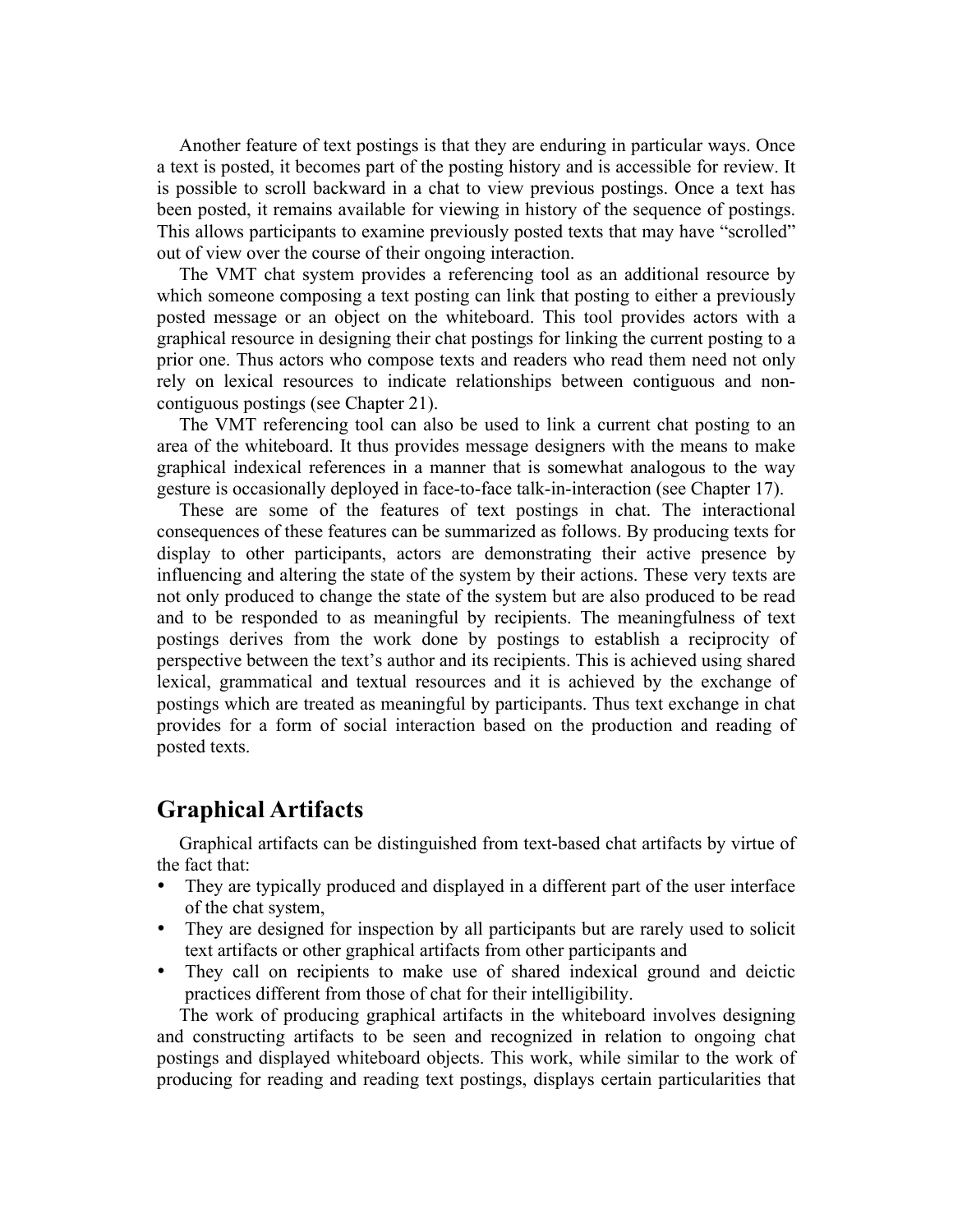Another feature of text postings is that they are enduring in particular ways. Once a text is posted, it becomes part of the posting history and is accessible for review. It is possible to scroll backward in a chat to view previous postings. Once a text has been posted, it remains available for viewing in history of the sequence of postings. This allows participants to examine previously posted texts that may have "scrolled" out of view over the course of their ongoing interaction.

The VMT chat system provides a referencing tool as an additional resource by which someone composing a text posting can link that posting to either a previously posted message or an object on the whiteboard. This tool provides actors with a graphical resource in designing their chat postings for linking the current posting to a prior one. Thus actors who compose texts and readers who read them need not only rely on lexical resources to indicate relationships between contiguous and non-contiguous postings (see Chapter 21).

The VMT referencing tool can also be used to link a current chat posting to an area of the whiteboard. It thus provides message designers with the means to make graphical indexical references in a manner that is somewhat analogous to the way gesture is occasionally deployed in face-to-face talk-in-interaction (see Chapter 17).

These are some of the features of text postings in chat. The interactional consequences of these features can be summarized as follows. By producing texts for display to other participants, actors are demonstrating their active presence by influencing and altering the state of the system by their actions. These very texts are not only produced to change the state of the system but are also produced to be read and to be responded to as meaningful by recipients. The meaningfulness of text postings derives from the work done by postings to establish a reciprocity of perspective between the text's author and its recipients. This is achieved using shared lexical, grammatical and textual resources and it is achieved by the exchange of postings which are treated as meaningful by participants. Thus text exchange in chat provides for a form of social interaction based on the production and reading of posted texts.

## Graphical Artifacts

Graphical artifacts can be distinguished from text-based chat artifacts by virtue of the fact that:

- They are typically produced and displayed in a different part of the user interface of the chat system,
- They are designed for inspection by all participants but are rarely used to solicit text artifacts or other graphical artifacts from other participants and
- They call on recipients to make use of shared indexical ground and deictic practices different from those of chat for their intelligibility.

The work of producing graphical artifacts in the whiteboard involves designing and constructing artifacts to be seen and recognized in relation to ongoing chat postings and displayed whiteboard objects. This work, while similar to the work of producing for reading and reading text postings, displays certain particularities that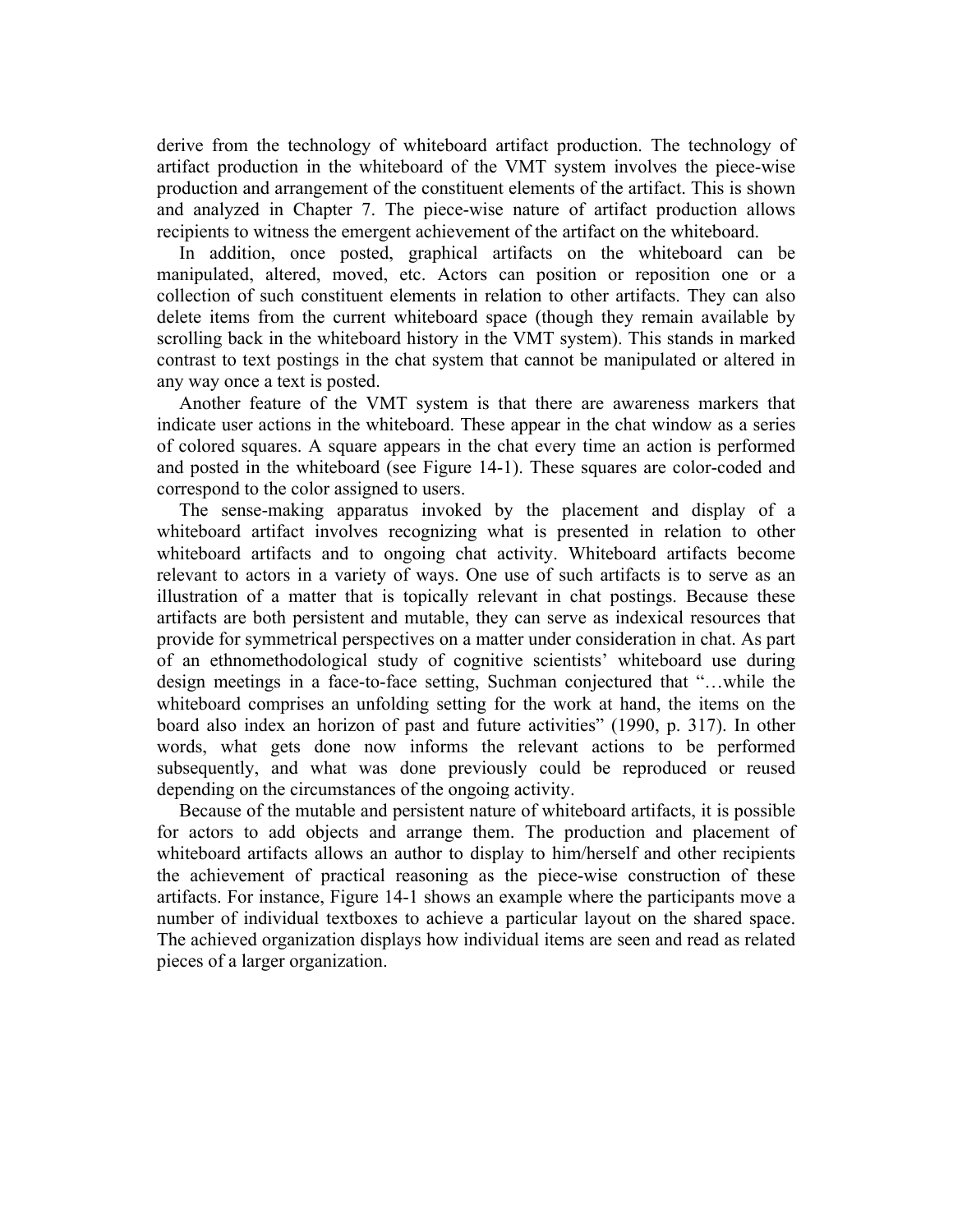derive from the technology of whiteboard artifact production. The technology of artifact production in the whiteboard of the VMT system involves the piece-wise production and arrangement of the constituent elements of the artifact. This is shown and analyzed in Chapter 7. The piece-wise nature of artifact production allows recipients to witness the emergent achievement of the artifact on the whiteboard.

In addition, once posted, graphical artifacts on the whiteboard can be manipulated, altered, moved, etc. Actors can position or reposition one or a collection of such constituent elements in relation to other artifacts. They can also delete items from the current whiteboard space (though they remain available by scrolling back in the whiteboard history in the VMT system). This stands in marked contrast to text postings in the chat system that cannot be manipulated or altered in any way once a text is posted.

Another feature of the VMT system is that there are awareness markers that indicate user actions in the whiteboard. These appear in the chat window as a series of colored squares. A square appears in the chat every time an action is performed and posted in the whiteboard (see Figure 14-1). These squares are color-coded and correspond to the color assigned to users.

The sense-making apparatus invoked by the placement and display of a whiteboard artifact involves recognizing what is presented in relation to other whiteboard artifacts and to ongoing chat activity. Whiteboard artifacts become relevant to actors in a variety of ways. One use of such artifacts is to serve as an illustration of a matter that is topically relevant in chat postings. Because these artifacts are both persistent and mutable, they can serve as indexical resources that provide for symmetrical perspectives on a matter under consideration in chat. As part of an ethnomethodological study of cognitive scientists' whiteboard use during design meetings in a face-to-face setting, Suchman conjectured that "…while the whiteboard comprises an unfolding setting for the work at hand, the items on the board also index an horizon of past and future activities" (1990, p. 317). In other words, what gets done now informs the relevant actions to be performed subsequently, and what was done previously could be reproduced or reused depending on the circumstances of the ongoing activity.

Because of the mutable and persistent nature of whiteboard artifacts, it is possible for actors to add objects and arrange them. The production and placement of whiteboard artifacts allows an author to display to him/herself and other recipients the achievement of practical reasoning as the piece-wise construction of these artifacts. For instance, Figure 14-1 shows an example where the participants move a number of individual textboxes to achieve a particular layout on the shared space. The achieved organization displays how individual items are seen and read as related pieces of a larger organization.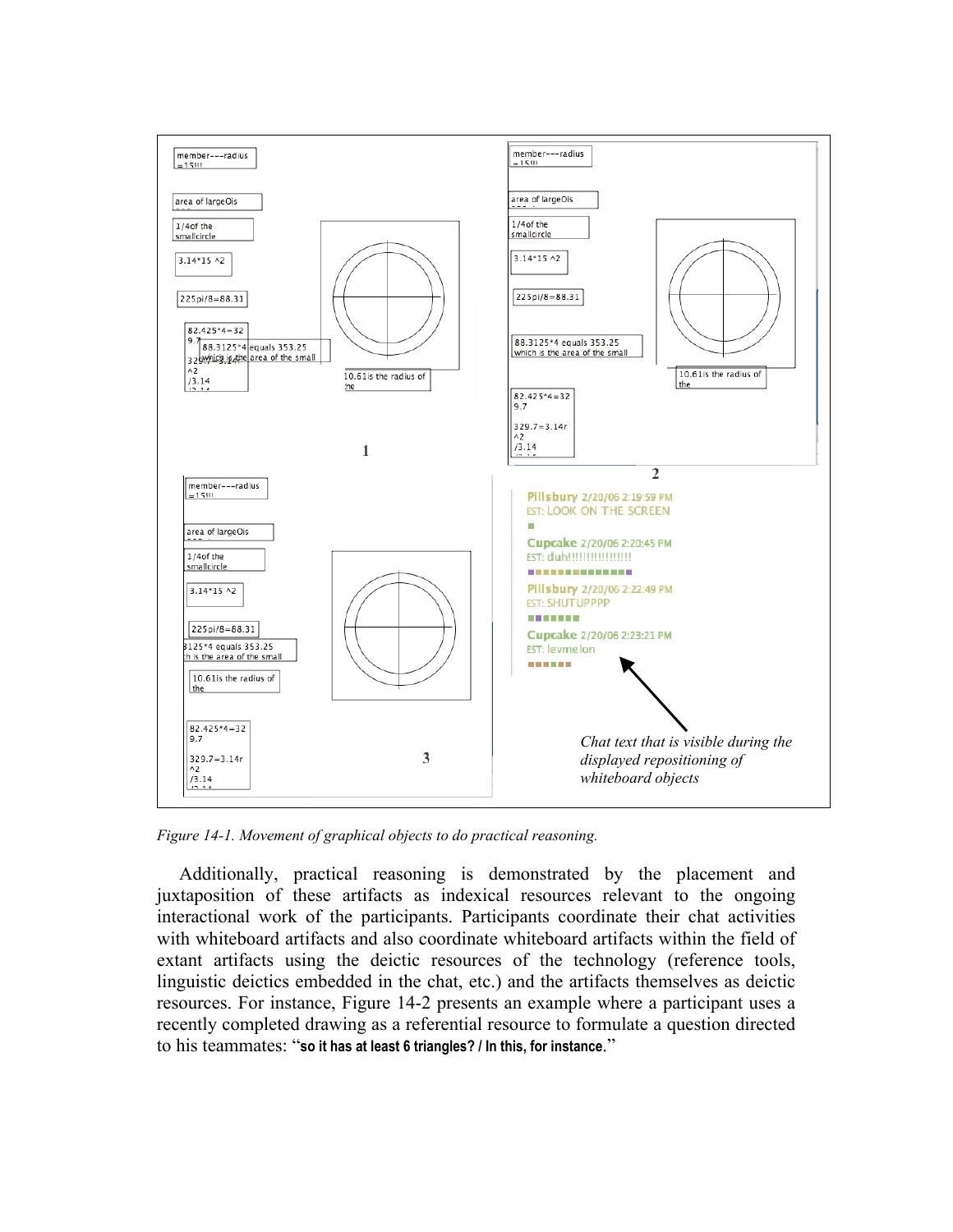Figure 14-1. *Movement of graphical objects to do practical reasoning.*

Additionally, practical reasoning is demonstrated by the placement and juxtaposition of these artifacts as indexical resources relevant to the ongoing interactional work of the participants. Participants coordinate their chat activities with whiteboard artifacts and also coordinate whiteboard artifacts within the field of extant artifacts using the deictic resources of the technology (reference tools, linguistic deictics embedded in the chat, etc.) and the artifacts themselves as deictic resources. For instance, Figure 14-2 presents an example where a participant uses a recently completed drawing as a referential resource to formulate a question directed to his teammates: "**so it has at least 6 triangles? / In this, for instance.**"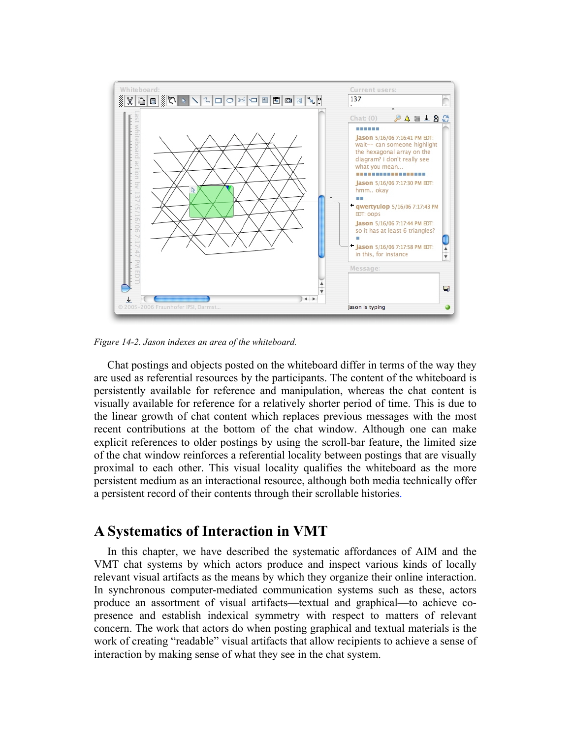*Figure 14-2. Jason indexes an area of the whiteboard.*

Chat postings and objects posted on the whiteboard differ in terms of the way they are used as referential resources by the participants. The content of the whiteboard is persistently available for reference and manipulation, whereas the chat content is visually available for reference for a relatively shorter period of time. This is due to the linear growth of chat content which replaces previous messages with the most recent contributions at the bottom of the chat window. Although one can make explicit references to older postings by using the scroll-bar feature, the limited size of the chat window reinforces a referential locality between postings that are visually proximal to each other. This visual locality qualifies the whiteboard as the more persistent medium as an interactional resource, although both media technically offer a persistent record of their contents through their scrollable histories.

## A Systematics of Interaction in VMT

In this chapter, we have described the systematic affordances of AIM and the VMT chat systems by which actors produce and inspect various kinds of locally relevant visual artifacts as the means by which they organize their online interaction. In synchronous computer-mediated communication systems such as these, actors produce an assortment of visual artifacts—textual and graphical—to achieve co-presence and establish indexical symmetry with respect to matters of relevant concern. The work that actors do when posting graphical and textual materials is the work of creating "readable" visual artifacts that allow recipients to achieve a sense of interaction by making sense of what they see in the chat system.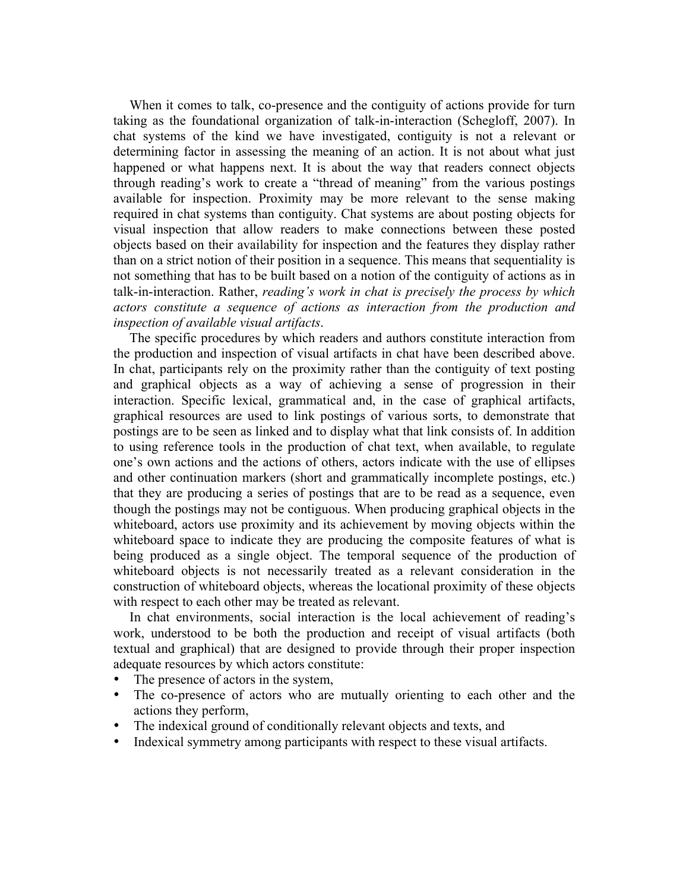When it comes to talk, co-presence and the contiguity of actions provide for turn taking as the foundational organization of talk-in-interaction (Schegloff, 2007). In chat systems of the kind we have investigated, contiguity is not a relevant or determining factor in assessing the meaning of an action. It is not about what just happened or what happens next. It is about the way that readers connect objects through reading's work to create a "thread of meaning" from the various postings available for inspection. Proximity may be more relevant to the sense making required in chat systems than contiguity. Chat systems are about posting objects for visual inspection that allow readers to make connections between these posted objects based on their availability for inspection and the features they display rather than on a strict notion of their position in a sequence. This means that sequentiality is not something that has to be built based on a notion of the contiguity of actions as in talk-in-interaction. Rather, *reading's work in chat is precisely the process by which actors constitute a sequence of actions as interaction from the production and inspection of available visual artifacts*.

The specific procedures by which readers and authors constitute interaction from the production and inspection of visual artifacts in chat have been described above. In chat, participants rely on the proximity rather than the contiguity of text posting and graphical objects as a way of achieving a sense of progression in their interaction. Specific lexical, grammatical and, in the case of graphical artifacts, graphical resources are used to link postings of various sorts, to demonstrate that postings are to be seen as linked and to display what that link consists of. In addition to using reference tools in the production of chat text, when available, to regulate one's own actions and the actions of others, actors indicate with the use of ellipses and other continuation markers (short and grammatically incomplete postings, etc.) that they are producing a series of postings that are to be read as a sequence, even though the postings may not be contiguous. When producing graphical objects in the whiteboard, actors use proximity and its achievement by moving objects within the whiteboard space to indicate they are producing the composite features of what is being produced as a single object. The temporal sequence of the production of whiteboard objects is not necessarily treated as a relevant consideration in the construction of whiteboard objects, whereas the locational proximity of these objects with respect to each other may be treated as relevant.

In chat environments, social interaction is the local achievement of reading's work, understood to be both the production and receipt of visual artifacts (both textual and graphical) that are designed to provide through their proper inspection adequate resources by which actors constitute:

- The presence of actors in the system,
- The co-presence of actors who are mutually orienting to each other and the actions they perform,
- The indexical ground of conditionally relevant objects and texts, and
- Indexical symmetry among participants with respect to these visual artifacts.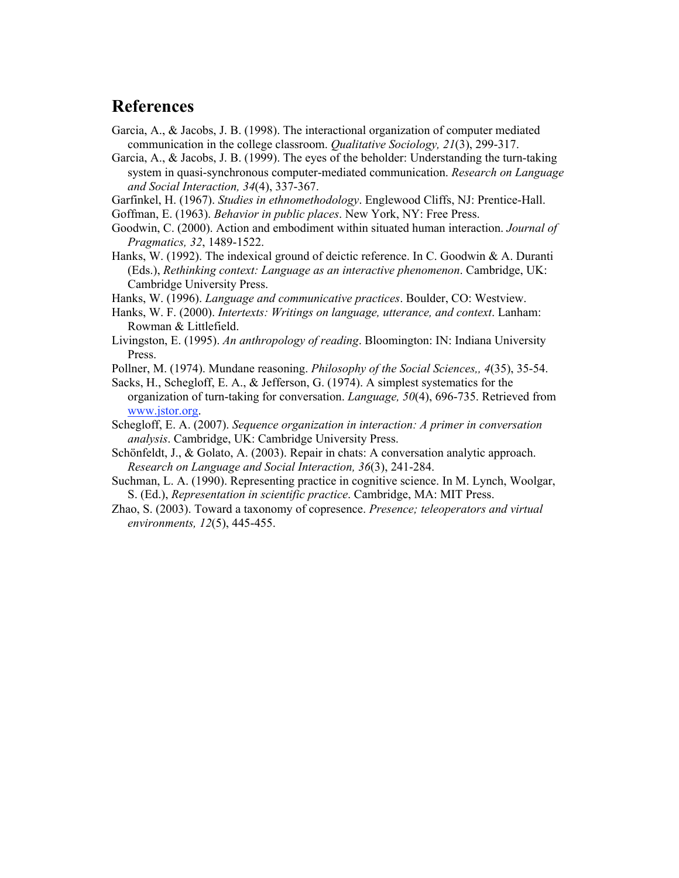## References

Garcia, A., & Jacobs, J. B. (1998). The interactional organization of computer mediated communication in the college classroom. *Qualitative Sociology, 21*(3), 299-317.

Garcia, A., & Jacobs, J. B. (1999). The eyes of the beholder: Understanding the turn-taking system in quasi-synchronous computer-mediated communication. *Research on Language and Social Interaction, 34*(4), 337-367.

Garfinkel, H. (1967). *Studies in ethnomethodology*. Englewood Cliffs, NJ: Prentice-Hall.

Goffman, E. (1963). *Behavior in public places*. New York, NY: Free Press.

Goodwin, C. (2000). Action and embodiment within situated human interaction. *Journal of Pragmatics, 32*, 1489-1522.

Hanks, W. (1992). The indexical ground of deictic reference. In C. Goodwin & A. Duranti (Eds.), *Rethinking context: Language as an interactive phenomenon*. Cambridge, UK: Cambridge University Press.

Hanks, W. (1996). *Language and communicative practices*. Boulder, CO: Westview.

Hanks, W. F. (2000). *Intertexts: Writings on language, utterance, and context*. Lanham: Rowman & Littlefield.

Livingston, E. (1995). *An anthropology of reading*. Bloomington: IN: Indiana University Press.

Pollner, M. (1974). Mundane reasoning. *Philosophy of the Social Sciences,, 4*(35), 35-54.

Sacks, H., Schegloff, E. A., & Jefferson, G. (1974). A simplest systematics for the organization of turn-taking for conversation. *Language, 50*(4), 696-735. Retrieved from www.jstor.org.

Schegloff, E. A. (2007). *Sequence organization in interaction: A primer in conversation analysis*. Cambridge, UK: Cambridge University Press.

Schönfeldt, J., & Golato, A. (2003). Repair in chats: A conversation analytic approach. *Research on Language and Social Interaction, 36*(3), 241-284.

Suchman, L. A. (1990). Representing practice in cognitive science. In M. Lynch, Woolgar, S. (Ed.), *Representation in scientific practice*. Cambridge, MA: MIT Press.

Zhao, S. (2003). Toward a taxonomy of copresence. *Presence; teleoperators and virtual environments, 12*(5), 445-455.